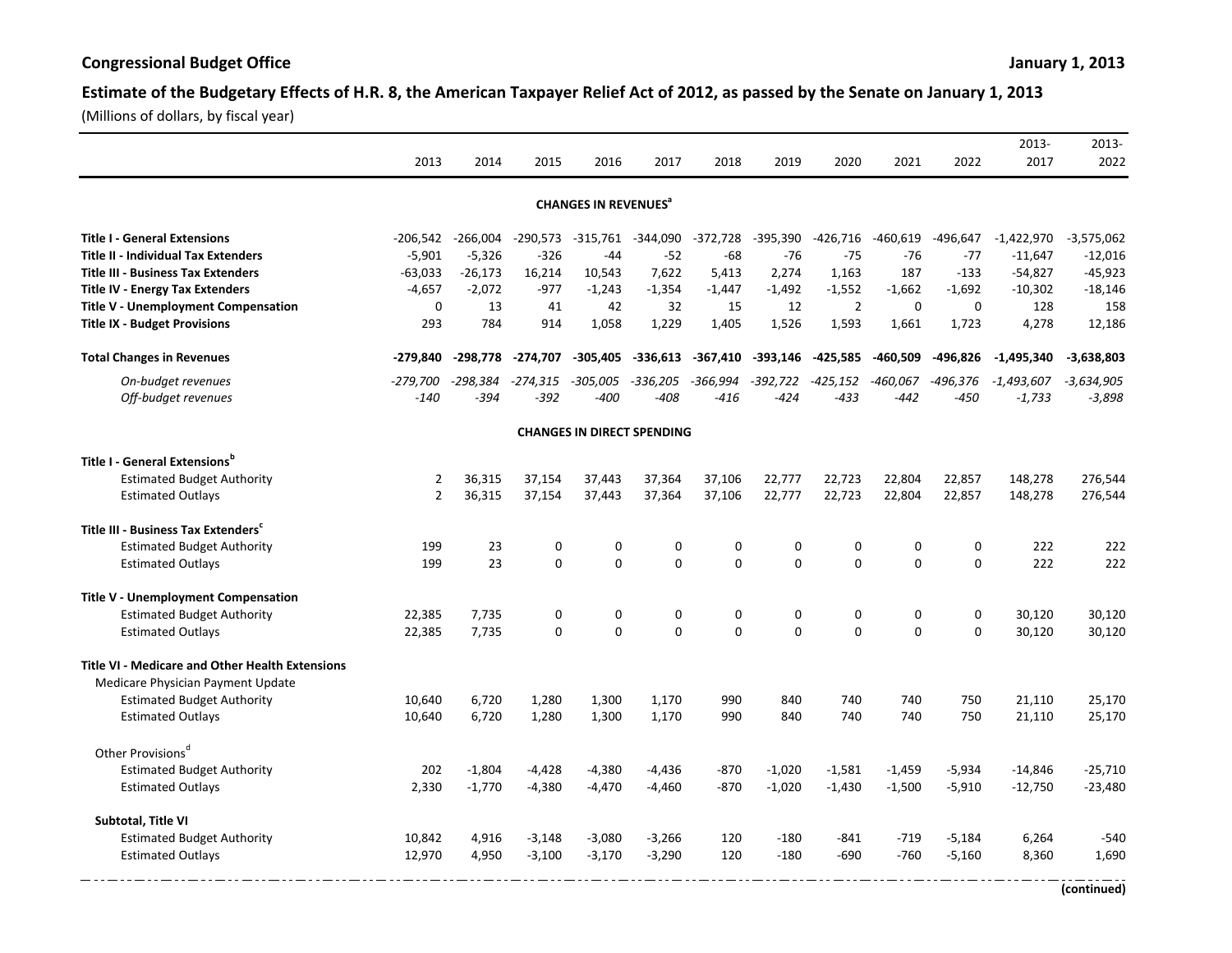**Congressional Budget Office** **January 1, 2013**

## Estimate of the Budgetary Effects of H.R. 8, the American Taxpayer Relief Act of 2012, as passed by the Senate on January 1, 2013

(Millions of dollars, by fiscal year)

| | 2013 | 2014 | 2015 | 2016 | 2017 | 2018 | 2019 | 2020 | 2021 | 2022 | 2013-2017 | 2013-2022 |
|---|---|---|---|---|---|---|---|---|---|---|---|---|
| **CHANGES IN REVENUES[a]** | | | | | | | | | | | | |
| **Title I - General Extensions** | -206,542 | -266,004 | -290,573 | -315,761 | -344,090 | -372,728 | -395,390 | -426,716 | -460,619 | -496,647 | -1,422,970 | -3,575,062 |
| **Title II - Individual Tax Extenders** | -5,901 | -5,326 | -326 | -44 | -52 | -68 | -76 | -75 | -76 | -77 | -11,647 | -12,016 |
| **Title III - Business Tax Extenders** | -63,033 | -26,173 | 16,214 | 10,543 | 7,622 | 5,413 | 2,274 | 1,163 | 187 | -133 | -54,827 | -45,923 |
| **Title IV - Energy Tax Extenders** | -4,657 | -2,072 | -977 | -1,243 | -1,354 | -1,447 | -1,492 | -1,552 | -1,662 | -1,692 | -10,302 | -18,146 |
| **Title V - Unemployment Compensation** | 0 | 13 | 41 | 42 | 32 | 15 | 12 | 2 | 0 | 0 | 128 | 158 |
| **Title IX - Budget Provisions** | 293 | 784 | 914 | 1,058 | 1,229 | 1,405 | 1,526 | 1,593 | 1,661 | 1,723 | 4,278 | 12,186 |
| **Total Changes in Revenues** | **-279,840** | **-298,778** | **-274,707** | **-305,405** | **-336,613** | **-367,410** | **-393,146** | **-425,585** | **-460,509** | **-496,826** | **-1,495,340** | **-3,638,803** |
| *On-budget revenues* | *-279,700* | *-298,384* | *-274,315* | *-305,005* | *-336,205* | *-366,994* | *-392,722* | *-425,152* | *-460,067* | *-496,376* | *-1,493,607* | *-3,634,905* |
| *Off-budget revenues* | *-140* | *-394* | *-392* | *-400* | *-408* | *-416* | *-424* | *-433* | *-442* | *-450* | *-1,733* | *-3,898* |
| **CHANGES IN DIRECT SPENDING** | | | | | | | | | | | | |
| **Title I - General Extensions[b]** | | | | | | | | | | | | |
| Estimated Budget Authority | 2 | 36,315 | 37,154 | 37,443 | 37,364 | 37,106 | 22,777 | 22,723 | 22,804 | 22,857 | 148,278 | 276,544 |
| Estimated Outlays | 2 | 36,315 | 37,154 | 37,443 | 37,364 | 37,106 | 22,777 | 22,723 | 22,804 | 22,857 | 148,278 | 276,544 |
| **Title III - Business Tax Extenders[c]** | | | | | | | | | | | | |
| Estimated Budget Authority | 199 | 23 | 0 | 0 | 0 | 0 | 0 | 0 | 0 | 0 | 222 | 222 |
| Estimated Outlays | 199 | 23 | 0 | 0 | 0 | 0 | 0 | 0 | 0 | 0 | 222 | 222 |
| **Title V - Unemployment Compensation** | | | | | | | | | | | | |
| Estimated Budget Authority | 22,385 | 7,735 | 0 | 0 | 0 | 0 | 0 | 0 | 0 | 0 | 30,120 | 30,120 |
| Estimated Outlays | 22,385 | 7,735 | 0 | 0 | 0 | 0 | 0 | 0 | 0 | 0 | 30,120 | 30,120 |
| **Title VI - Medicare and Other Health Extensions** | | | | | | | | | | | | |
| Medicare Physician Payment Update | | | | | | | | | | | | |
| Estimated Budget Authority | 10,640 | 6,720 | 1,280 | 1,300 | 1,170 | 990 | 840 | 740 | 740 | 750 | 21,110 | 25,170 |
| Estimated Outlays | 10,640 | 6,720 | 1,280 | 1,300 | 1,170 | 990 | 840 | 740 | 740 | 750 | 21,110 | 25,170 |
| Other Provisions[d] | | | | | | | | | | | | |
| Estimated Budget Authority | 202 | -1,804 | -4,428 | -4,380 | -4,436 | -870 | -1,020 | -1,581 | -1,459 | -5,934 | -14,846 | -25,710 |
| Estimated Outlays | 2,330 | -1,770 | -4,380 | -4,470 | -4,460 | -870 | -1,020 | -1,430 | -1,500 | -5,910 | -12,750 | -23,480 |
| **Subtotal, Title VI** | | | | | | | | | | | | |
| Estimated Budget Authority | 10,842 | 4,916 | -3,148 | -3,080 | -3,266 | 120 | -180 | -841 | -719 | -5,184 | 6,264 | -540 |
| Estimated Outlays | 12,970 | 4,950 | -3,100 | -3,170 | -3,290 | 120 | -180 | -690 | -760 | -5,160 | 8,360 | 1,690 |

**(continued)**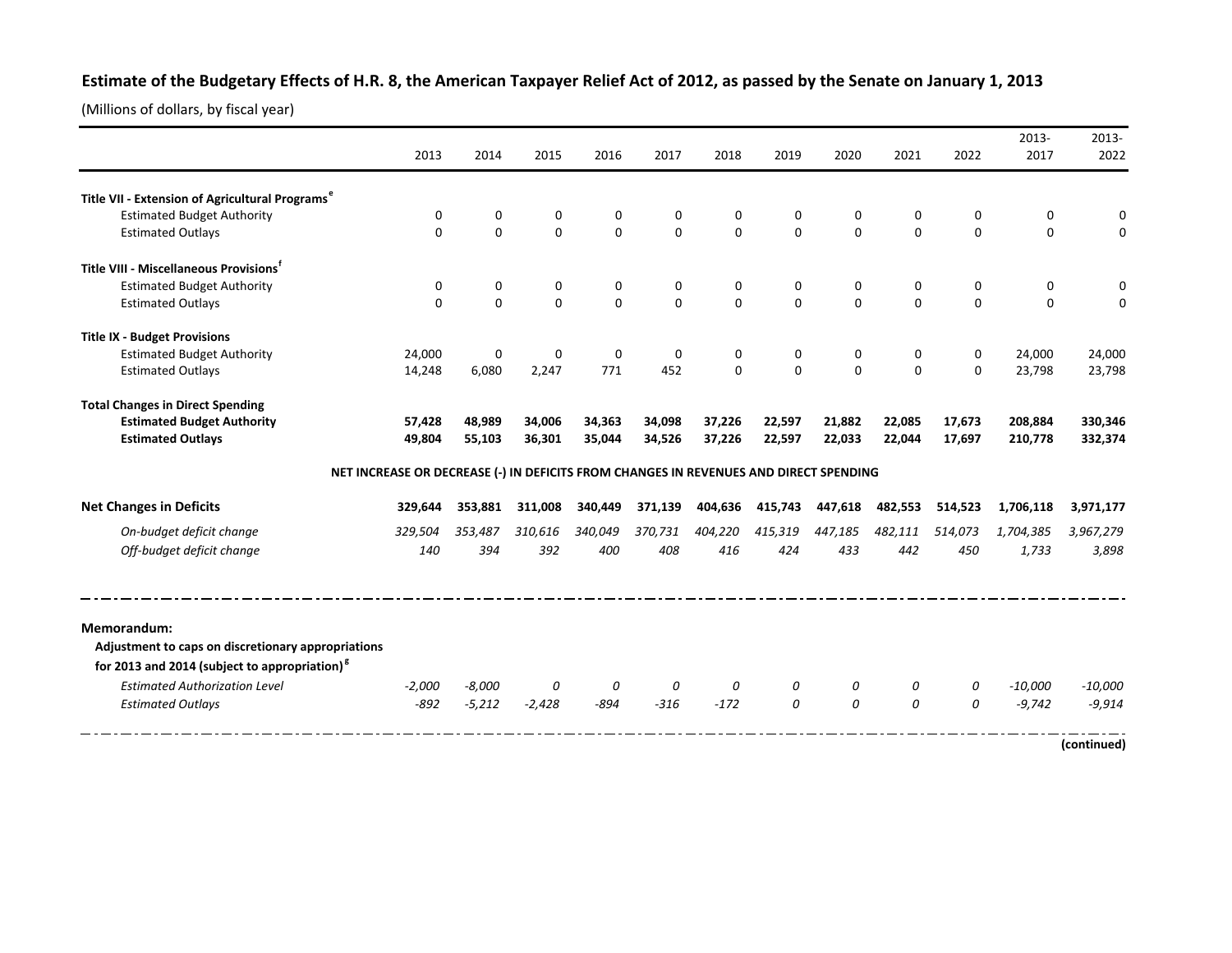## Estimate of the Budgetary Effects of H.R. 8, the American Taxpayer Relief Act of 2012, as passed by the Senate on January 1, 2013

(Millions of dollars, by fiscal year)

| | 2013 | 2014 | 2015 | 2016 | 2017 | 2018 | 2019 | 2020 | 2021 | 2022 | 2013-2017 | 2013-2022 |
|---|---|---|---|---|---|---|---|---|---|---|---|---|
| **Title VII - Extension of Agricultural Programs[e]** | | | | | | | | | | | | |
| Estimated Budget Authority | 0 | 0 | 0 | 0 | 0 | 0 | 0 | 0 | 0 | 0 | 0 | 0 |
| Estimated Outlays | 0 | 0 | 0 | 0 | 0 | 0 | 0 | 0 | 0 | 0 | 0 | 0 |
| **Title VIII - Miscellaneous Provisions[f]** | | | | | | | | | | | | |
| Estimated Budget Authority | 0 | 0 | 0 | 0 | 0 | 0 | 0 | 0 | 0 | 0 | 0 | 0 |
| Estimated Outlays | 0 | 0 | 0 | 0 | 0 | 0 | 0 | 0 | 0 | 0 | 0 | 0 |
| **Title IX - Budget Provisions** | | | | | | | | | | | | |
| Estimated Budget Authority | 24,000 | 0 | 0 | 0 | 0 | 0 | 0 | 0 | 0 | 0 | 24,000 | 24,000 |
| Estimated Outlays | 14,248 | 6,080 | 2,247 | 771 | 452 | 0 | 0 | 0 | 0 | 0 | 23,798 | 23,798 |
| **Total Changes in Direct Spending** | | | | | | | | | | | | |
| **Estimated Budget Authority** | **57,428** | **48,989** | **34,006** | **34,363** | **34,098** | **37,226** | **22,597** | **21,882** | **22,085** | **17,673** | **208,884** | **330,346** |
| **Estimated Outlays** | **49,804** | **55,103** | **36,301** | **35,044** | **34,526** | **37,226** | **22,597** | **22,033** | **22,044** | **17,697** | **210,778** | **332,374** |
| **NET INCREASE OR DECREASE (-) IN DEFICITS FROM CHANGES IN REVENUES AND DIRECT SPENDING** | | | | | | | | | | | | |
| **Net Changes in Deficits** | **329,644** | **353,881** | **311,008** | **340,449** | **371,139** | **404,636** | **415,743** | **447,618** | **482,553** | **514,523** | **1,706,118** | **3,971,177** |
| *On-budget deficit change* | *329,504* | *353,487* | *310,616* | *340,049* | *370,731* | *404,220* | *415,319* | *447,185* | *482,111* | *514,073* | *1,704,385* | *3,967,279* |
| *Off-budget deficit change* | *140* | *394* | *392* | *400* | *408* | *416* | *424* | *433* | *442* | *450* | *1,733* | *3,898* |
| **Memorandum:** | | | | | | | | | | | | |
| **Adjustment to caps on discretionary appropriations for 2013 and 2014 (subject to appropriation)[g]** | | | | | | | | | | | | |
| *Estimated Authorization Level* | *-2,000* | *-8,000* | *0* | *0* | *0* | *0* | *0* | *0* | *0* | *0* | *-10,000* | *-10,000* |
| *Estimated Outlays* | *-892* | *-5,212* | *-2,428* | *-894* | *-316* | *-172* | *0* | *0* | *0* | *0* | *-9,742* | *-9,914* |

**(continued)**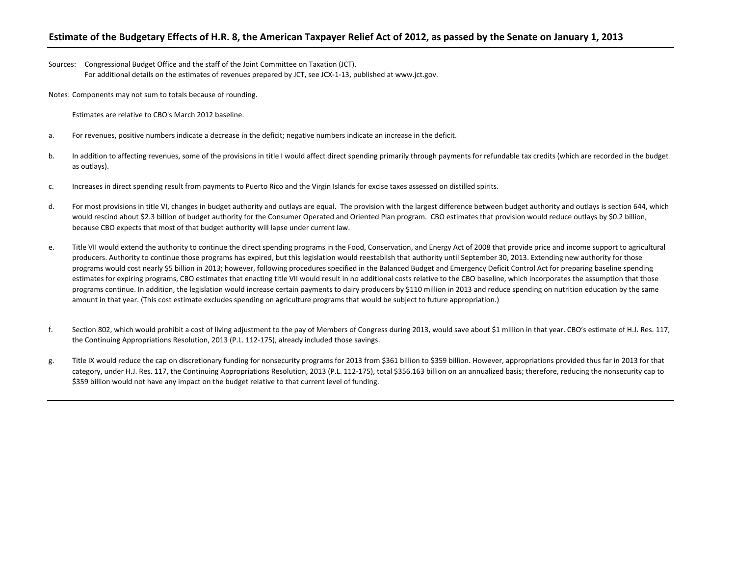## Estimate of the Budgetary Effects of H.R. 8, the American Taxpayer Relief Act of 2012, as passed by the Senate on January 1, 2013

Sources: Congressional Budget Office and the staff of the Joint Committee on Taxation (JCT).
For additional details on the estimates of revenues prepared by JCT, see JCX-1-13, published at www.jct.gov.

Notes: Components may not sum to totals because of rounding.

Estimates are relative to CBO's March 2012 baseline.

a. For revenues, positive numbers indicate a decrease in the deficit; negative numbers indicate an increase in the deficit.

b. In addition to affecting revenues, some of the provisions in title I would affect direct spending primarily through payments for refundable tax credits (which are recorded in the budget as outlays).

c. Increases in direct spending result from payments to Puerto Rico and the Virgin Islands for excise taxes assessed on distilled spirits.

d. For most provisions in title VI, changes in budget authority and outlays are equal. The provision with the largest difference between budget authority and outlays is section 644, which would rescind about $2.3 billion of budget authority for the Consumer Operated and Oriented Plan program. CBO estimates that provision would reduce outlays by $0.2 billion, because CBO expects that most of that budget authority will lapse under current law.

e. Title VII would extend the authority to continue the direct spending programs in the Food, Conservation, and Energy Act of 2008 that provide price and income support to agricultural producers. Authority to continue those programs has expired, but this legislation would reestablish that authority until September 30, 2013. Extending new authority for those programs would cost nearly $5 billion in 2013; however, following procedures specified in the Balanced Budget and Emergency Deficit Control Act for preparing baseline spending estimates for expiring programs, CBO estimates that enacting title VII would result in no additional costs relative to the CBO baseline, which incorporates the assumption that those programs continue. In addition, the legislation would increase certain payments to dairy producers by $110 million in 2013 and reduce spending on nutrition education by the same amount in that year. (This cost estimate excludes spending on agriculture programs that would be subject to future appropriation.)

f. Section 802, which would prohibit a cost of living adjustment to the pay of Members of Congress during 2013, would save about $1 million in that year. CBO's estimate of H.J. Res. 117, the Continuing Appropriations Resolution, 2013 (P.L. 112-175), already included those savings.

g. Title IX would reduce the cap on discretionary funding for nonsecurity programs for 2013 from $361 billion to $359 billion. However, appropriations provided thus far in 2013 for that category, under H.J. Res. 117, the Continuing Appropriations Resolution, 2013 (P.L. 112-175), total $356.163 billion on an annualized basis; therefore, reducing the nonsecurity cap to $359 billion would not have any impact on the budget relative to that current level of funding.